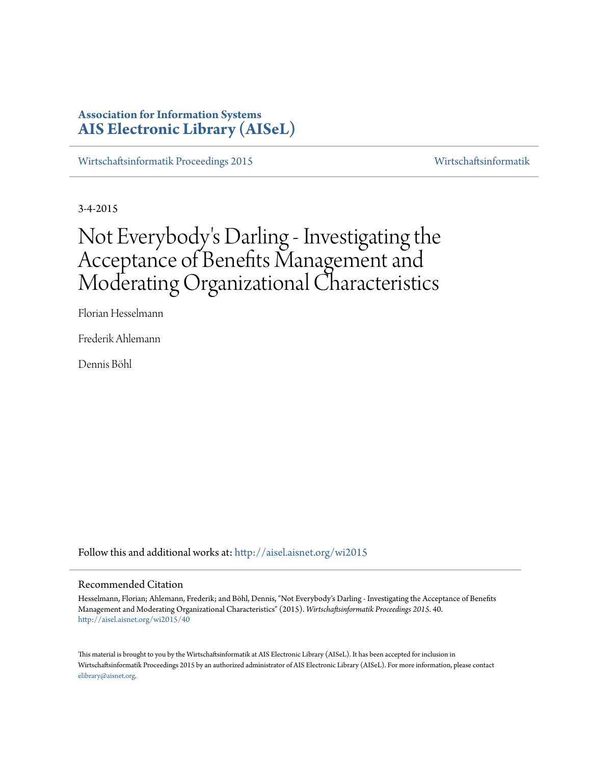**Association for Information Systems**
**AIS Electronic Library (AISeL)**

Wirtschaftsinformatik Proceedings 2015 — Wirtschaftsinformatik

3-4-2015

# Not Everybody's Darling - Investigating the Acceptance of Benefits Management and Moderating Organizational Characteristics

Florian Hesselmann

Frederik Ahlemann

Dennis Böhl

Follow this and additional works at: http://aisel.aisnet.org/wi2015

## Recommended Citation

Hesselmann, Florian; Ahlemann, Frederik; and Böhl, Dennis, "Not Everybody's Darling - Investigating the Acceptance of Benefits Management and Moderating Organizational Characteristics" (2015). *Wirtschaftsinformatik Proceedings 2015*. 40.
http://aisel.aisnet.org/wi2015/40

This material is brought to you by the Wirtschaftsinformatik at AIS Electronic Library (AISeL). It has been accepted for inclusion in Wirtschaftsinformatik Proceedings 2015 by an authorized administrator of AIS Electronic Library (AISeL). For more information, please contact elibrary@aisnet.org.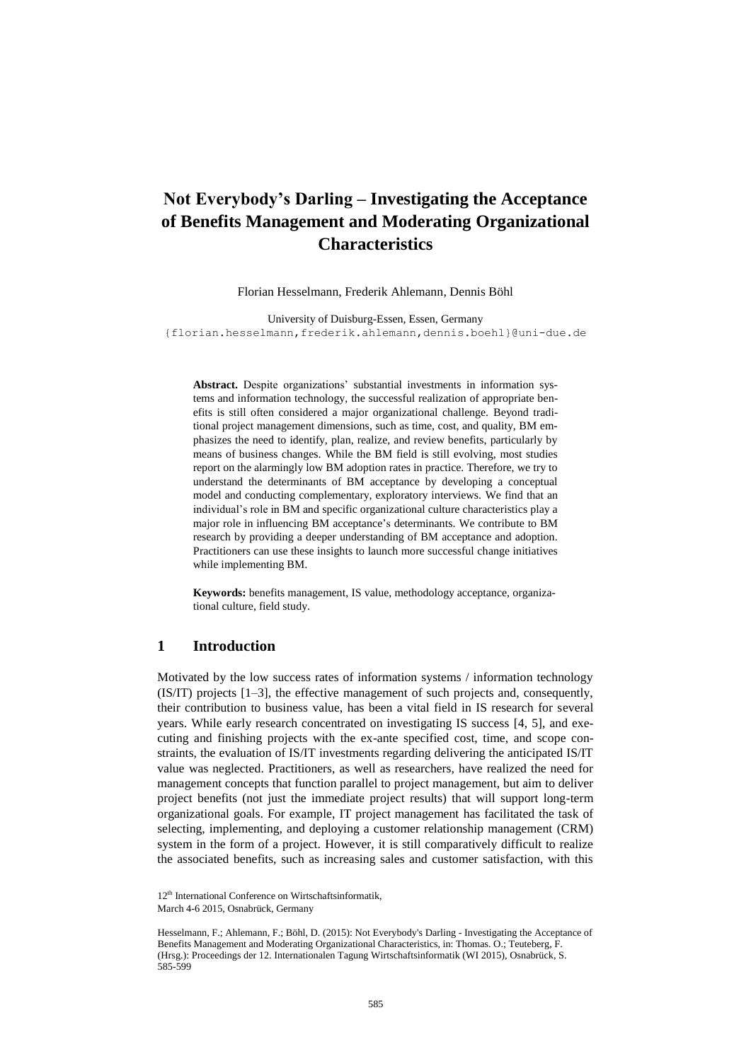# Not Everybody's Darling – Investigating the Acceptance of Benefits Management and Moderating Organizational Characteristics

Florian Hesselmann, Frederik Ahlemann, Dennis Böhl

University of Duisburg-Essen, Essen, Germany
{florian.hesselmann,frederik.ahlemann,dennis.boehl}@uni-due.de

**Abstract.** Despite organizations' substantial investments in information systems and information technology, the successful realization of appropriate benefits is still often considered a major organizational challenge. Beyond traditional project management dimensions, such as time, cost, and quality, BM emphasizes the need to identify, plan, realize, and review benefits, particularly by means of business changes. While the BM field is still evolving, most studies report on the alarmingly low BM adoption rates in practice. Therefore, we try to understand the determinants of BM acceptance by developing a conceptual model and conducting complementary, exploratory interviews. We find that an individual's role in BM and specific organizational culture characteristics play a major role in influencing BM acceptance's determinants. We contribute to BM research by providing a deeper understanding of BM acceptance and adoption. Practitioners can use these insights to launch more successful change initiatives while implementing BM.

**Keywords:** benefits management, IS value, methodology acceptance, organizational culture, field study.

## 1 Introduction

Motivated by the low success rates of information systems / information technology (IS/IT) projects [1–3], the effective management of such projects and, consequently, their contribution to business value, has been a vital field in IS research for several years. While early research concentrated on investigating IS success [4, 5], and executing and finishing projects with the ex-ante specified cost, time, and scope constraints, the evaluation of IS/IT investments regarding delivering the anticipated IS/IT value was neglected. Practitioners, as well as researchers, have realized the need for management concepts that function parallel to project management, but aim to deliver project benefits (not just the immediate project results) that will support long-term organizational goals. For example, IT project management has facilitated the task of selecting, implementing, and deploying a customer relationship management (CRM) system in the form of a project. However, it is still comparatively difficult to realize the associated benefits, such as increasing sales and customer satisfaction, with this

12th International Conference on Wirtschaftsinformatik,
March 4-6 2015, Osnabrück, Germany

Hesselmann, F.; Ahlemann, F.; Böhl, D. (2015): Not Everybody's Darling - Investigating the Acceptance of Benefits Management and Moderating Organizational Characteristics, in: Thomas. O.; Teuteberg, F. (Hrsg.): Proceedings der 12. Internationalen Tagung Wirtschaftsinformatik (WI 2015), Osnabrück, S. 585-599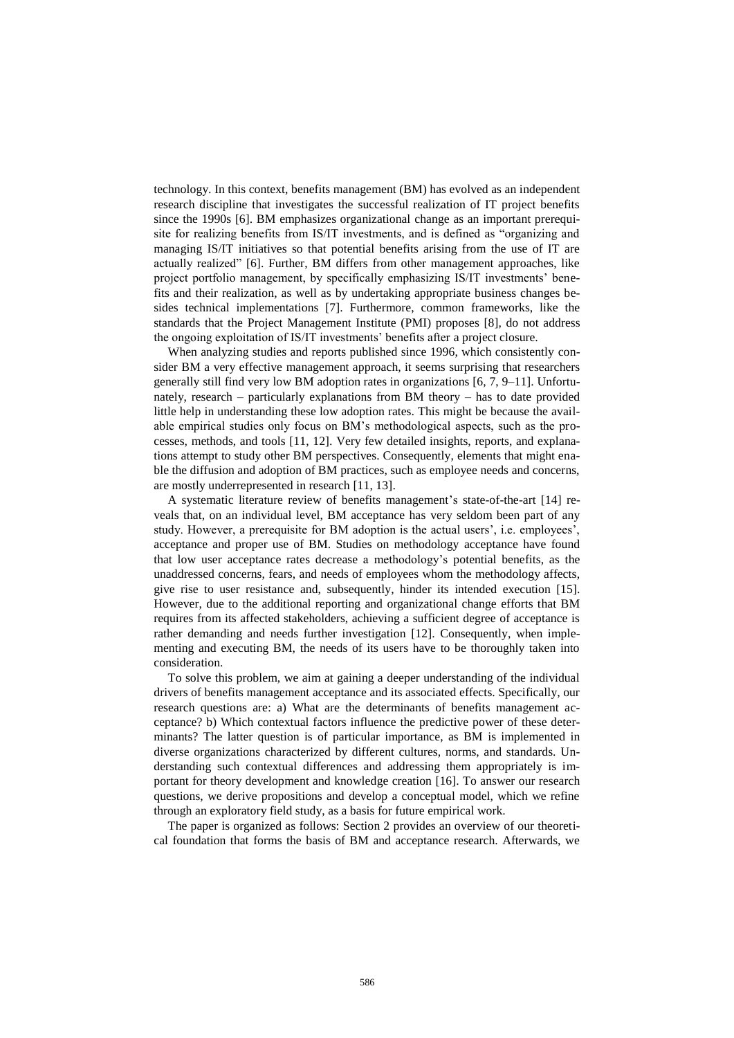technology. In this context, benefits management (BM) has evolved as an independent research discipline that investigates the successful realization of IT project benefits since the 1990s [6]. BM emphasizes organizational change as an important prerequisite for realizing benefits from IS/IT investments, and is defined as "organizing and managing IS/IT initiatives so that potential benefits arising from the use of IT are actually realized" [6]. Further, BM differs from other management approaches, like project portfolio management, by specifically emphasizing IS/IT investments' benefits and their realization, as well as by undertaking appropriate business changes besides technical implementations [7]. Furthermore, common frameworks, like the standards that the Project Management Institute (PMI) proposes [8], do not address the ongoing exploitation of IS/IT investments' benefits after a project closure.

When analyzing studies and reports published since 1996, which consistently consider BM a very effective management approach, it seems surprising that researchers generally still find very low BM adoption rates in organizations [6, 7, 9–11]. Unfortunately, research – particularly explanations from BM theory – has to date provided little help in understanding these low adoption rates. This might be because the available empirical studies only focus on BM's methodological aspects, such as the processes, methods, and tools [11, 12]. Very few detailed insights, reports, and explanations attempt to study other BM perspectives. Consequently, elements that might enable the diffusion and adoption of BM practices, such as employee needs and concerns, are mostly underrepresented in research [11, 13].

A systematic literature review of benefits management's state-of-the-art [14] reveals that, on an individual level, BM acceptance has very seldom been part of any study. However, a prerequisite for BM adoption is the actual users', i.e. employees', acceptance and proper use of BM. Studies on methodology acceptance have found that low user acceptance rates decrease a methodology's potential benefits, as the unaddressed concerns, fears, and needs of employees whom the methodology affects, give rise to user resistance and, subsequently, hinder its intended execution [15]. However, due to the additional reporting and organizational change efforts that BM requires from its affected stakeholders, achieving a sufficient degree of acceptance is rather demanding and needs further investigation [12]. Consequently, when implementing and executing BM, the needs of its users have to be thoroughly taken into consideration.

To solve this problem, we aim at gaining a deeper understanding of the individual drivers of benefits management acceptance and its associated effects. Specifically, our research questions are: a) What are the determinants of benefits management acceptance? b) Which contextual factors influence the predictive power of these determinants? The latter question is of particular importance, as BM is implemented in diverse organizations characterized by different cultures, norms, and standards. Understanding such contextual differences and addressing them appropriately is important for theory development and knowledge creation [16]. To answer our research questions, we derive propositions and develop a conceptual model, which we refine through an exploratory field study, as a basis for future empirical work.

The paper is organized as follows: Section 2 provides an overview of our theoretical foundation that forms the basis of BM and acceptance research. Afterwards, we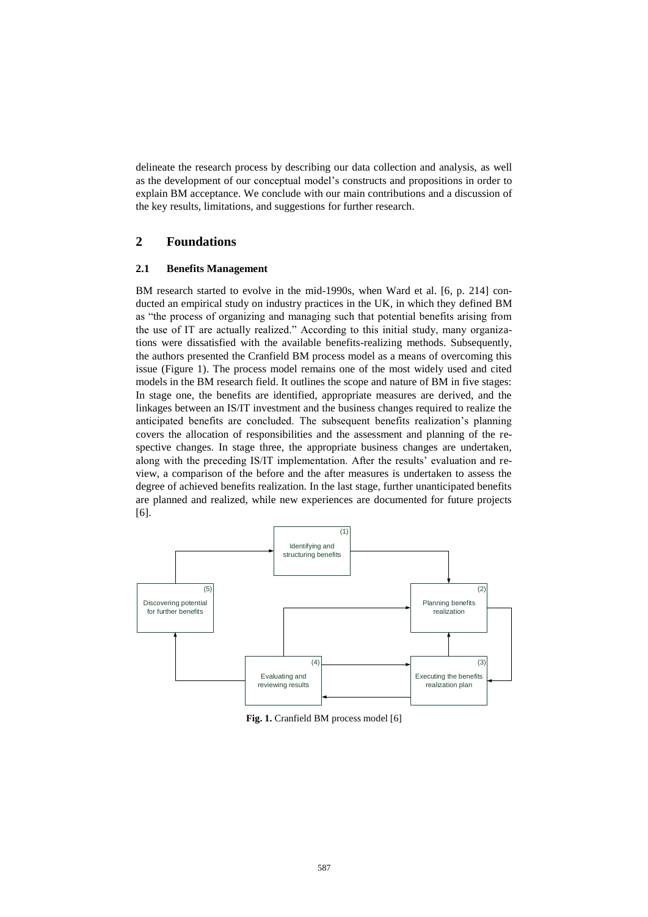delineate the research process by describing our data collection and analysis, as well as the development of our conceptual model's constructs and propositions in order to explain BM acceptance. We conclude with our main contributions and a discussion of the key results, limitations, and suggestions for further research.

## 2 Foundations

### 2.1 Benefits Management

BM research started to evolve in the mid-1990s, when Ward et al. [6, p. 214] conducted an empirical study on industry practices in the UK, in which they defined BM as "the process of organizing and managing such that potential benefits arising from the use of IT are actually realized." According to this initial study, many organizations were dissatisfied with the available benefits-realizing methods. Subsequently, the authors presented the Cranfield BM process model as a means of overcoming this issue (Figure 1). The process model remains one of the most widely used and cited models in the BM research field. It outlines the scope and nature of BM in five stages: In stage one, the benefits are identified, appropriate measures are derived, and the linkages between an IS/IT investment and the business changes required to realize the anticipated benefits are concluded. The subsequent benefits realization's planning covers the allocation of responsibilities and the assessment and planning of the respective changes. In stage three, the appropriate business changes are undertaken, along with the preceding IS/IT implementation. After the results' evaluation and review, a comparison of the before and the after measures is undertaken to assess the degree of achieved benefits realization. In the last stage, further unanticipated benefits are planned and realized, while new experiences are documented for future projects [6].

(1) Identifying and structuring benefits

(2) Planning benefits realization

(3) Executing the benefits realization plan

(4) Evaluating and reviewing results

(5) Discovering potential for further benefits

**Fig. 1.** Cranfield BM process model [6]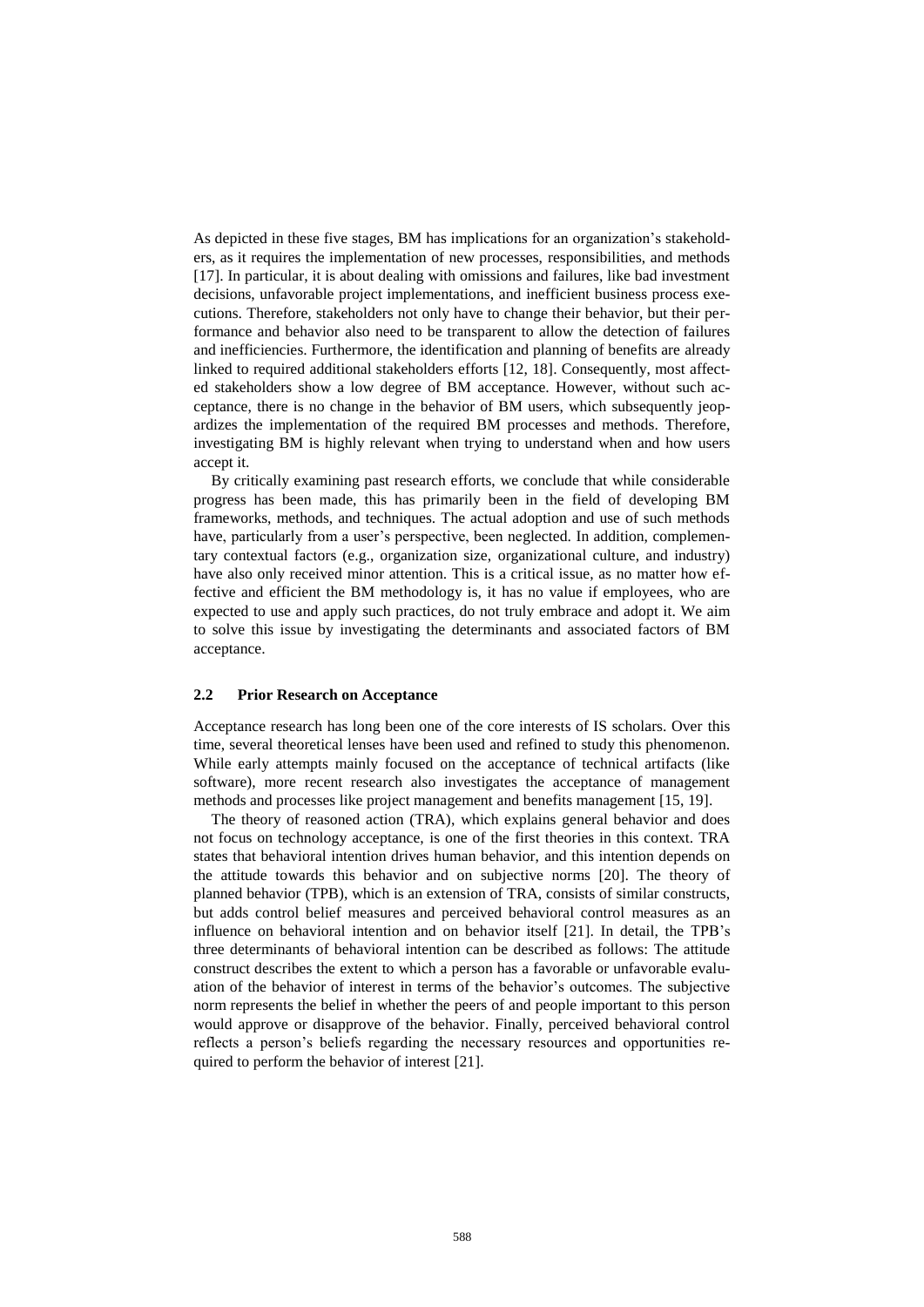As depicted in these five stages, BM has implications for an organization's stakeholders, as it requires the implementation of new processes, responsibilities, and methods [17]. In particular, it is about dealing with omissions and failures, like bad investment decisions, unfavorable project implementations, and inefficient business process executions. Therefore, stakeholders not only have to change their behavior, but their performance and behavior also need to be transparent to allow the detection of failures and inefficiencies. Furthermore, the identification and planning of benefits are already linked to required additional stakeholders efforts [12, 18]. Consequently, most affected stakeholders show a low degree of BM acceptance. However, without such acceptance, there is no change in the behavior of BM users, which subsequently jeopardizes the implementation of the required BM processes and methods. Therefore, investigating BM is highly relevant when trying to understand when and how users accept it.

By critically examining past research efforts, we conclude that while considerable progress has been made, this has primarily been in the field of developing BM frameworks, methods, and techniques. The actual adoption and use of such methods have, particularly from a user's perspective, been neglected. In addition, complementary contextual factors (e.g., organization size, organizational culture, and industry) have also only received minor attention. This is a critical issue, as no matter how effective and efficient the BM methodology is, it has no value if employees, who are expected to use and apply such practices, do not truly embrace and adopt it. We aim to solve this issue by investigating the determinants and associated factors of BM acceptance.

### 2.2 Prior Research on Acceptance

Acceptance research has long been one of the core interests of IS scholars. Over this time, several theoretical lenses have been used and refined to study this phenomenon. While early attempts mainly focused on the acceptance of technical artifacts (like software), more recent research also investigates the acceptance of management methods and processes like project management and benefits management [15, 19].

The theory of reasoned action (TRA), which explains general behavior and does not focus on technology acceptance, is one of the first theories in this context. TRA states that behavioral intention drives human behavior, and this intention depends on the attitude towards this behavior and on subjective norms [20]. The theory of planned behavior (TPB), which is an extension of TRA, consists of similar constructs, but adds control belief measures and perceived behavioral control measures as an influence on behavioral intention and on behavior itself [21]. In detail, the TPB's three determinants of behavioral intention can be described as follows: The attitude construct describes the extent to which a person has a favorable or unfavorable evaluation of the behavior of interest in terms of the behavior's outcomes. The subjective norm represents the belief in whether the peers of and people important to this person would approve or disapprove of the behavior. Finally, perceived behavioral control reflects a person's beliefs regarding the necessary resources and opportunities required to perform the behavior of interest [21].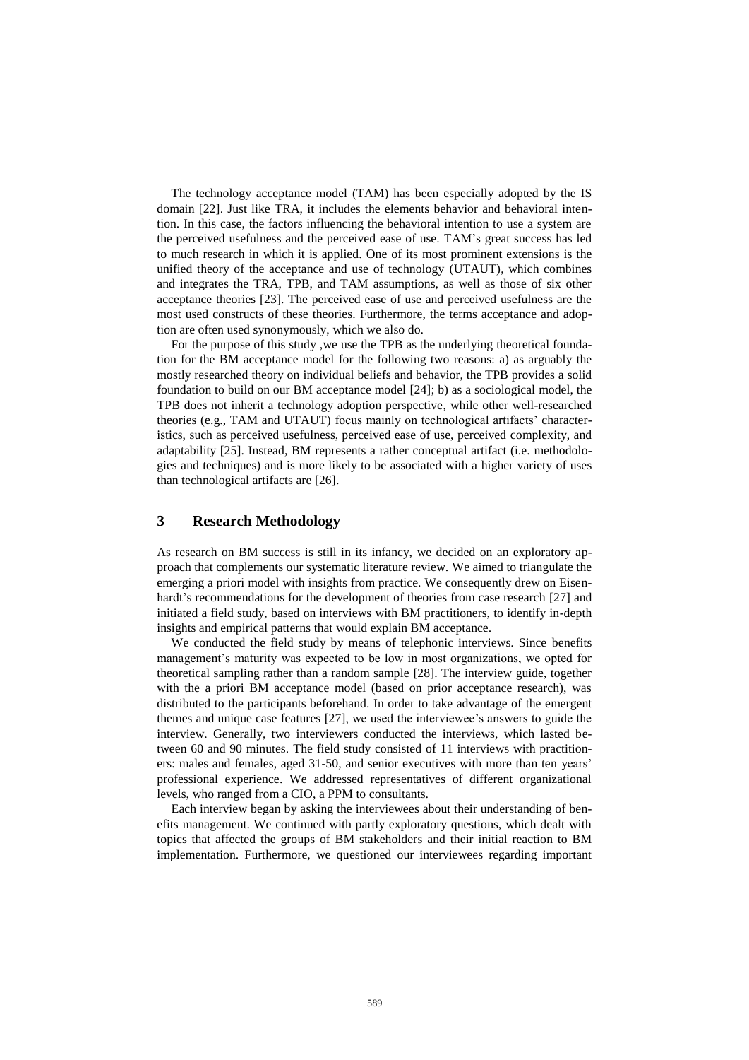The technology acceptance model (TAM) has been especially adopted by the IS domain [22]. Just like TRA, it includes the elements behavior and behavioral intention. In this case, the factors influencing the behavioral intention to use a system are the perceived usefulness and the perceived ease of use. TAM's great success has led to much research in which it is applied. One of its most prominent extensions is the unified theory of the acceptance and use of technology (UTAUT), which combines and integrates the TRA, TPB, and TAM assumptions, as well as those of six other acceptance theories [23]. The perceived ease of use and perceived usefulness are the most used constructs of these theories. Furthermore, the terms acceptance and adoption are often used synonymously, which we also do.

For the purpose of this study ,we use the TPB as the underlying theoretical foundation for the BM acceptance model for the following two reasons: a) as arguably the mostly researched theory on individual beliefs and behavior, the TPB provides a solid foundation to build on our BM acceptance model [24]; b) as a sociological model, the TPB does not inherit a technology adoption perspective, while other well-researched theories (e.g., TAM and UTAUT) focus mainly on technological artifacts' characteristics, such as perceived usefulness, perceived ease of use, perceived complexity, and adaptability [25]. Instead, BM represents a rather conceptual artifact (i.e. methodologies and techniques) and is more likely to be associated with a higher variety of uses than technological artifacts are [26].

## 3 Research Methodology

As research on BM success is still in its infancy, we decided on an exploratory approach that complements our systematic literature review. We aimed to triangulate the emerging a priori model with insights from practice. We consequently drew on Eisenhardt's recommendations for the development of theories from case research [27] and initiated a field study, based on interviews with BM practitioners, to identify in-depth insights and empirical patterns that would explain BM acceptance.

We conducted the field study by means of telephonic interviews. Since benefits management's maturity was expected to be low in most organizations, we opted for theoretical sampling rather than a random sample [28]. The interview guide, together with the a priori BM acceptance model (based on prior acceptance research), was distributed to the participants beforehand. In order to take advantage of the emergent themes and unique case features [27], we used the interviewee's answers to guide the interview. Generally, two interviewers conducted the interviews, which lasted between 60 and 90 minutes. The field study consisted of 11 interviews with practitioners: males and females, aged 31-50, and senior executives with more than ten years' professional experience. We addressed representatives of different organizational levels, who ranged from a CIO, a PPM to consultants.

Each interview began by asking the interviewees about their understanding of benefits management. We continued with partly exploratory questions, which dealt with topics that affected the groups of BM stakeholders and their initial reaction to BM implementation. Furthermore, we questioned our interviewees regarding important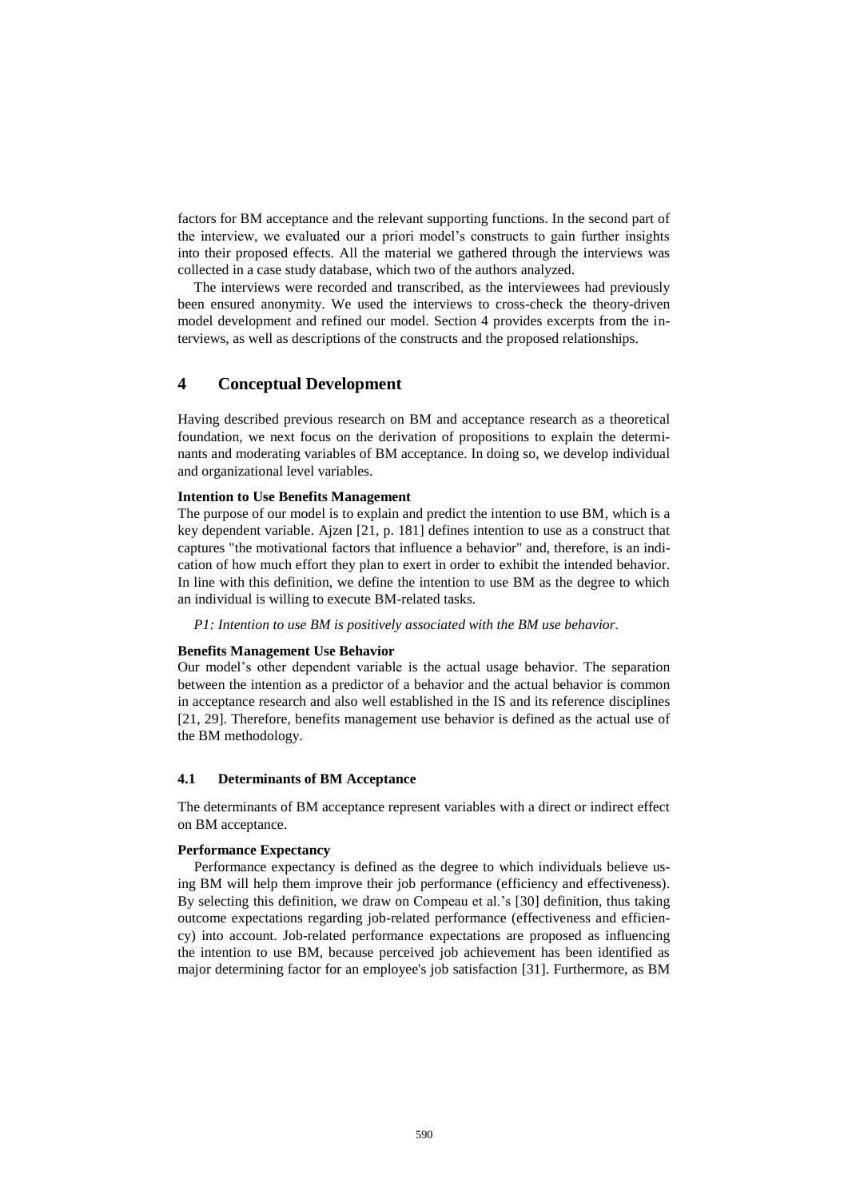factors for BM acceptance and the relevant supporting functions. In the second part of the interview, we evaluated our a priori model's constructs to gain further insights into their proposed effects. All the material we gathered through the interviews was collected in a case study database, which two of the authors analyzed.

The interviews were recorded and transcribed, as the interviewees had previously been ensured anonymity. We used the interviews to cross-check the theory-driven model development and refined our model. Section 4 provides excerpts from the interviews, as well as descriptions of the constructs and the proposed relationships.

## 4 Conceptual Development

Having described previous research on BM and acceptance research as a theoretical foundation, we next focus on the derivation of propositions to explain the determinants and moderating variables of BM acceptance. In doing so, we develop individual and organizational level variables.

**Intention to Use Benefits Management**

The purpose of our model is to explain and predict the intention to use BM, which is a key dependent variable. Ajzen [21, p. 181] defines intention to use as a construct that captures "the motivational factors that influence a behavior" and, therefore, is an indication of how much effort they plan to exert in order to exhibit the intended behavior. In line with this definition, we define the intention to use BM as the degree to which an individual is willing to execute BM-related tasks.

*P1: Intention to use BM is positively associated with the BM use behavior.*

**Benefits Management Use Behavior**

Our model's other dependent variable is the actual usage behavior. The separation between the intention as a predictor of a behavior and the actual behavior is common in acceptance research and also well established in the IS and its reference disciplines [21, 29]. Therefore, benefits management use behavior is defined as the actual use of the BM methodology.

### 4.1 Determinants of BM Acceptance

The determinants of BM acceptance represent variables with a direct or indirect effect on BM acceptance.

**Performance Expectancy**

Performance expectancy is defined as the degree to which individuals believe using BM will help them improve their job performance (efficiency and effectiveness). By selecting this definition, we draw on Compeau et al.'s [30] definition, thus taking outcome expectations regarding job-related performance (effectiveness and efficiency) into account. Job-related performance expectations are proposed as influencing the intention to use BM, because perceived job achievement has been identified as major determining factor for an employee's job satisfaction [31]. Furthermore, as BM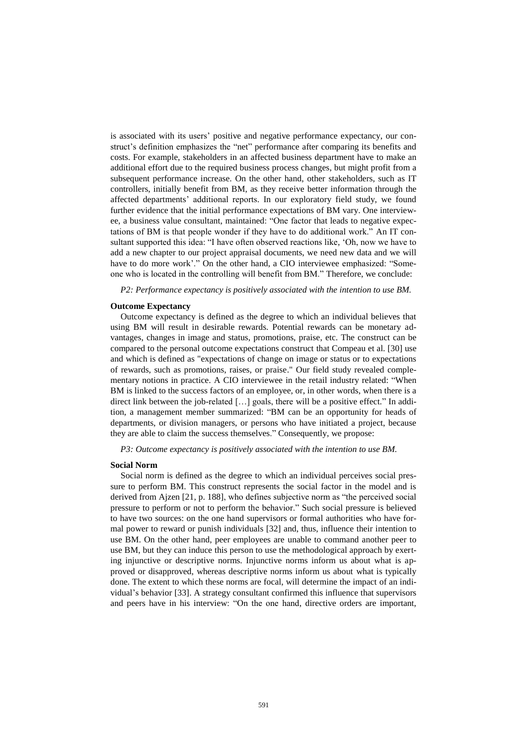is associated with its users' positive and negative performance expectancy, our construct's definition emphasizes the "net" performance after comparing its benefits and costs. For example, stakeholders in an affected business department have to make an additional effort due to the required business process changes, but might profit from a subsequent performance increase. On the other hand, other stakeholders, such as IT controllers, initially benefit from BM, as they receive better information through the affected departments' additional reports. In our exploratory field study, we found further evidence that the initial performance expectations of BM vary. One interviewee, a business value consultant, maintained: "One factor that leads to negative expectations of BM is that people wonder if they have to do additional work." An IT consultant supported this idea: "I have often observed reactions like, 'Oh, now we have to add a new chapter to our project appraisal documents, we need new data and we will have to do more work'." On the other hand, a CIO interviewee emphasized: "Someone who is located in the controlling will benefit from BM." Therefore, we conclude:

*P2: Performance expectancy is positively associated with the intention to use BM.*

**Outcome Expectancy**

Outcome expectancy is defined as the degree to which an individual believes that using BM will result in desirable rewards. Potential rewards can be monetary advantages, changes in image and status, promotions, praise, etc. The construct can be compared to the personal outcome expectations construct that Compeau et al. [30] use and which is defined as "expectations of change on image or status or to expectations of rewards, such as promotions, raises, or praise." Our field study revealed complementary notions in practice. A CIO interviewee in the retail industry related: "When BM is linked to the success factors of an employee, or, in other words, when there is a direct link between the job-related […] goals, there will be a positive effect." In addition, a management member summarized: "BM can be an opportunity for heads of departments, or division managers, or persons who have initiated a project, because they are able to claim the success themselves." Consequently, we propose:

*P3: Outcome expectancy is positively associated with the intention to use BM.*

**Social Norm**

Social norm is defined as the degree to which an individual perceives social pressure to perform BM. This construct represents the social factor in the model and is derived from Ajzen [21, p. 188], who defines subjective norm as "the perceived social pressure to perform or not to perform the behavior." Such social pressure is believed to have two sources: on the one hand supervisors or formal authorities who have formal power to reward or punish individuals [32] and, thus, influence their intention to use BM. On the other hand, peer employees are unable to command another peer to use BM, but they can induce this person to use the methodological approach by exerting injunctive or descriptive norms. Injunctive norms inform us about what is approved or disapproved, whereas descriptive norms inform us about what is typically done. The extent to which these norms are focal, will determine the impact of an individual's behavior [33]. A strategy consultant confirmed this influence that supervisors and peers have in his interview: "On the one hand, directive orders are important,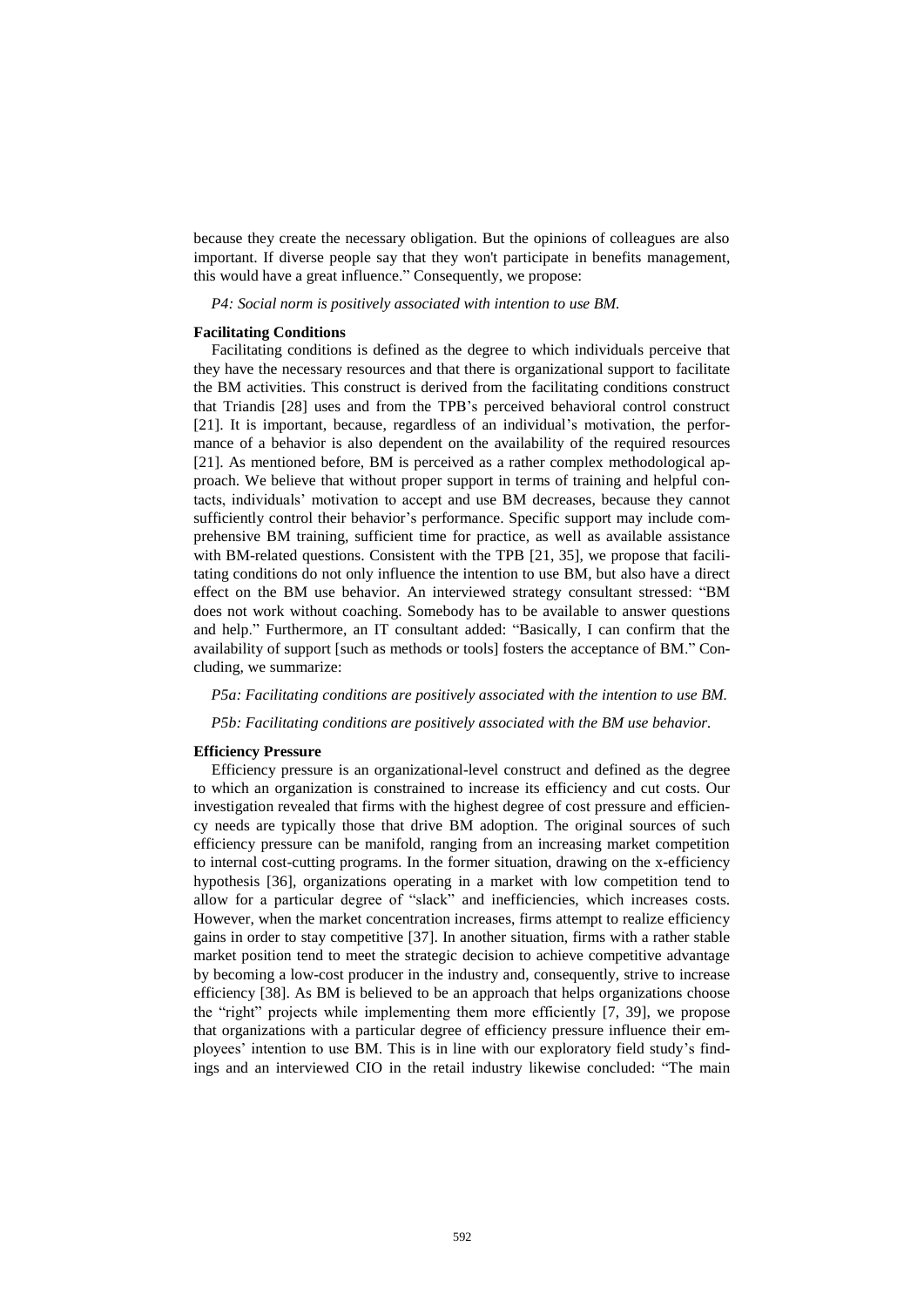because they create the necessary obligation. But the opinions of colleagues are also important. If diverse people say that they won't participate in benefits management, this would have a great influence." Consequently, we propose:

*P4: Social norm is positively associated with intention to use BM.*

**Facilitating Conditions**

Facilitating conditions is defined as the degree to which individuals perceive that they have the necessary resources and that there is organizational support to facilitate the BM activities. This construct is derived from the facilitating conditions construct that Triandis [28] uses and from the TPB's perceived behavioral control construct [21]. It is important, because, regardless of an individual's motivation, the performance of a behavior is also dependent on the availability of the required resources [21]. As mentioned before, BM is perceived as a rather complex methodological approach. We believe that without proper support in terms of training and helpful contacts, individuals' motivation to accept and use BM decreases, because they cannot sufficiently control their behavior's performance. Specific support may include comprehensive BM training, sufficient time for practice, as well as available assistance with BM-related questions. Consistent with the TPB [21, 35], we propose that facilitating conditions do not only influence the intention to use BM, but also have a direct effect on the BM use behavior. An interviewed strategy consultant stressed: "BM does not work without coaching. Somebody has to be available to answer questions and help." Furthermore, an IT consultant added: "Basically, I can confirm that the availability of support [such as methods or tools] fosters the acceptance of BM." Concluding, we summarize:

*P5a: Facilitating conditions are positively associated with the intention to use BM.*

*P5b: Facilitating conditions are positively associated with the BM use behavior.*

**Efficiency Pressure**

Efficiency pressure is an organizational-level construct and defined as the degree to which an organization is constrained to increase its efficiency and cut costs. Our investigation revealed that firms with the highest degree of cost pressure and efficiency needs are typically those that drive BM adoption. The original sources of such efficiency pressure can be manifold, ranging from an increasing market competition to internal cost-cutting programs. In the former situation, drawing on the x-efficiency hypothesis [36], organizations operating in a market with low competition tend to allow for a particular degree of "slack" and inefficiencies, which increases costs. However, when the market concentration increases, firms attempt to realize efficiency gains in order to stay competitive [37]. In another situation, firms with a rather stable market position tend to meet the strategic decision to achieve competitive advantage by becoming a low-cost producer in the industry and, consequently, strive to increase efficiency [38]. As BM is believed to be an approach that helps organizations choose the "right" projects while implementing them more efficiently [7, 39], we propose that organizations with a particular degree of efficiency pressure influence their employees' intention to use BM. This is in line with our exploratory field study's findings and an interviewed CIO in the retail industry likewise concluded: "The main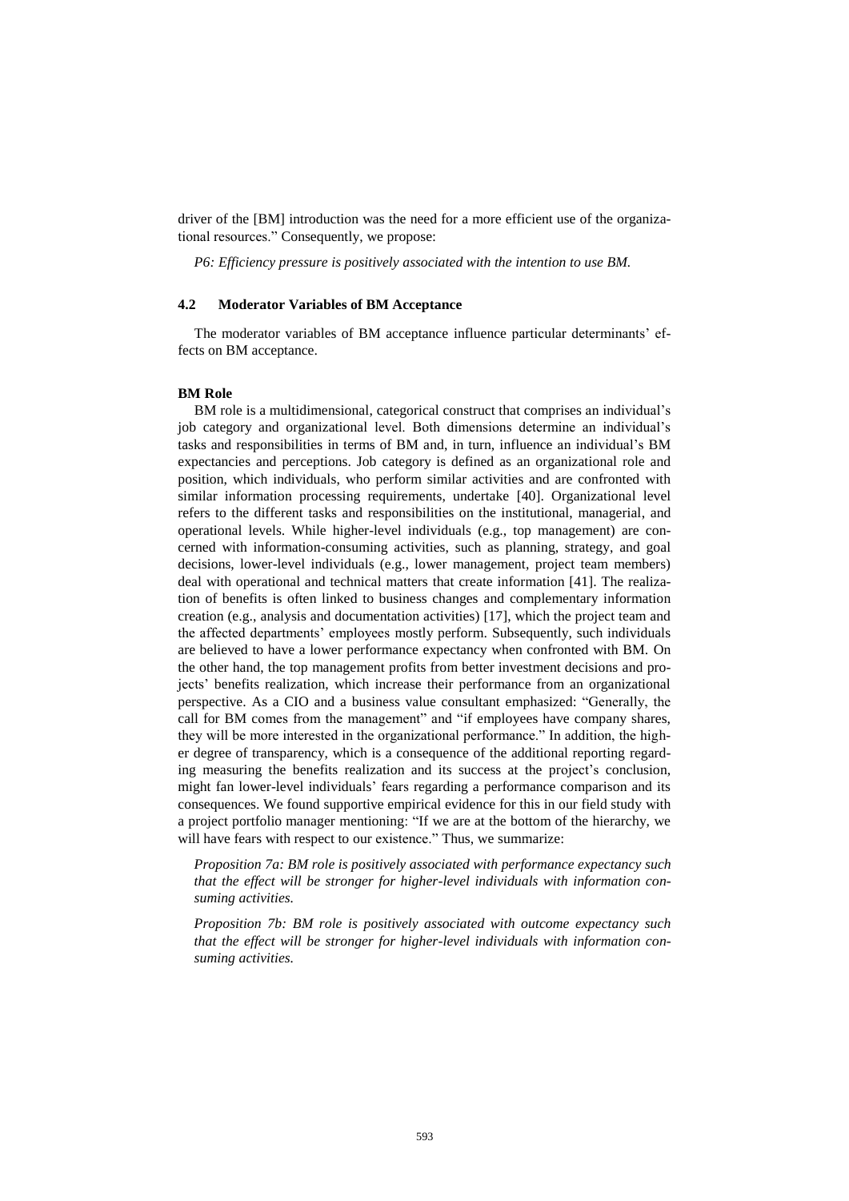driver of the [BM] introduction was the need for a more efficient use of the organizational resources." Consequently, we propose:

*P6: Efficiency pressure is positively associated with the intention to use BM.*

### 4.2 Moderator Variables of BM Acceptance

The moderator variables of BM acceptance influence particular determinants' effects on BM acceptance.

**BM Role**

BM role is a multidimensional, categorical construct that comprises an individual's job category and organizational level. Both dimensions determine an individual's tasks and responsibilities in terms of BM and, in turn, influence an individual's BM expectancies and perceptions. Job category is defined as an organizational role and position, which individuals, who perform similar activities and are confronted with similar information processing requirements, undertake [40]. Organizational level refers to the different tasks and responsibilities on the institutional, managerial, and operational levels. While higher-level individuals (e.g., top management) are concerned with information-consuming activities, such as planning, strategy, and goal decisions, lower-level individuals (e.g., lower management, project team members) deal with operational and technical matters that create information [41]. The realization of benefits is often linked to business changes and complementary information creation (e.g., analysis and documentation activities) [17], which the project team and the affected departments' employees mostly perform. Subsequently, such individuals are believed to have a lower performance expectancy when confronted with BM. On the other hand, the top management profits from better investment decisions and projects' benefits realization, which increase their performance from an organizational perspective. As a CIO and a business value consultant emphasized: "Generally, the call for BM comes from the management" and "if employees have company shares, they will be more interested in the organizational performance." In addition, the higher degree of transparency, which is a consequence of the additional reporting regarding measuring the benefits realization and its success at the project's conclusion, might fan lower-level individuals' fears regarding a performance comparison and its consequences. We found supportive empirical evidence for this in our field study with a project portfolio manager mentioning: "If we are at the bottom of the hierarchy, we will have fears with respect to our existence." Thus, we summarize:

*Proposition 7a: BM role is positively associated with performance expectancy such that the effect will be stronger for higher-level individuals with information consuming activities.*

*Proposition 7b: BM role is positively associated with outcome expectancy such that the effect will be stronger for higher-level individuals with information consuming activities.*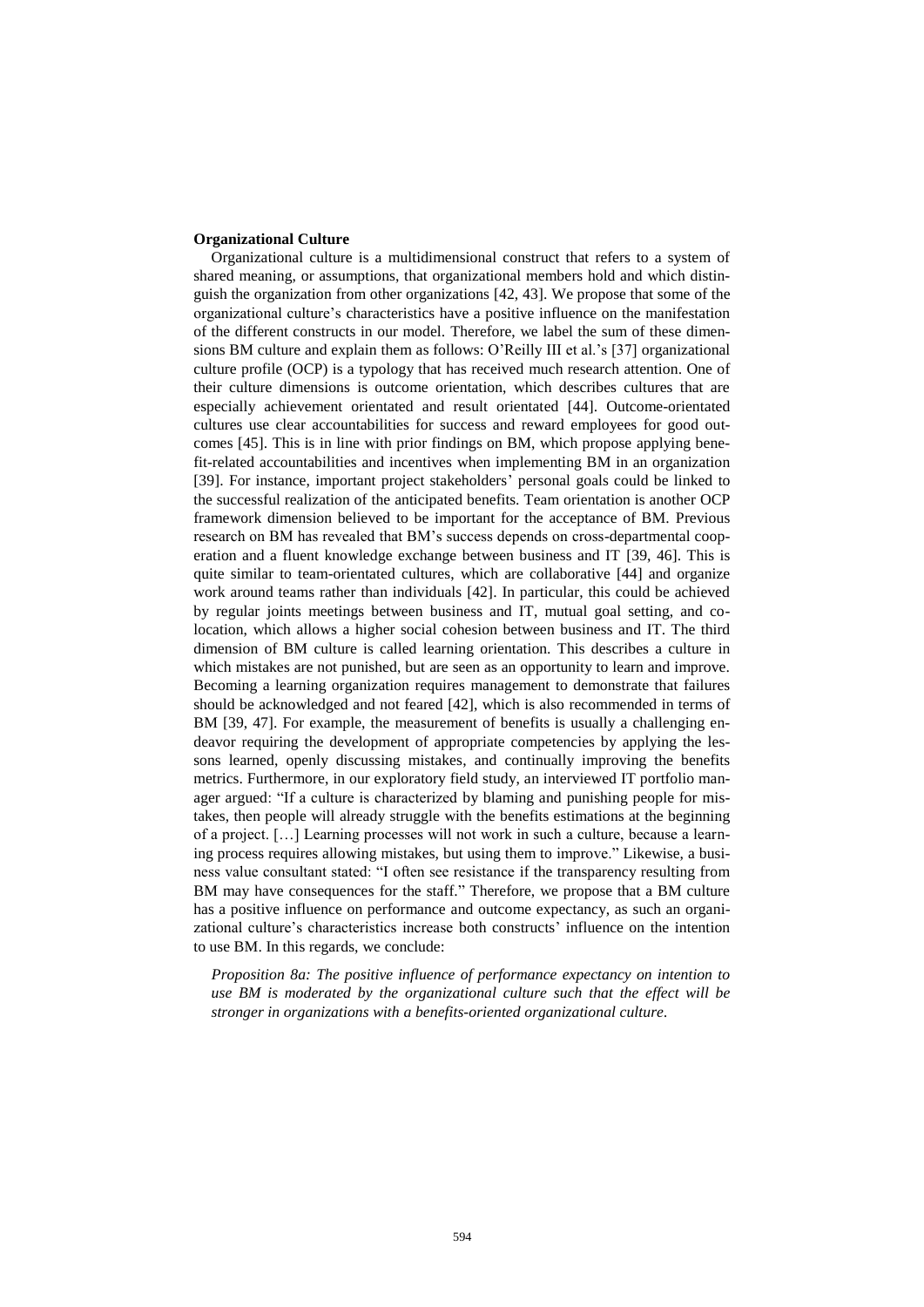**Organizational Culture**

Organizational culture is a multidimensional construct that refers to a system of shared meaning, or assumptions, that organizational members hold and which distinguish the organization from other organizations [42, 43]. We propose that some of the organizational culture's characteristics have a positive influence on the manifestation of the different constructs in our model. Therefore, we label the sum of these dimensions BM culture and explain them as follows: O'Reilly III et al.'s [37] organizational culture profile (OCP) is a typology that has received much research attention. One of their culture dimensions is outcome orientation, which describes cultures that are especially achievement orientated and result orientated [44]. Outcome-orientated cultures use clear accountabilities for success and reward employees for good outcomes [45]. This is in line with prior findings on BM, which propose applying benefit-related accountabilities and incentives when implementing BM in an organization [39]. For instance, important project stakeholders' personal goals could be linked to the successful realization of the anticipated benefits. Team orientation is another OCP framework dimension believed to be important for the acceptance of BM. Previous research on BM has revealed that BM's success depends on cross-departmental cooperation and a fluent knowledge exchange between business and IT [39, 46]. This is quite similar to team-orientated cultures, which are collaborative [44] and organize work around teams rather than individuals [42]. In particular, this could be achieved by regular joints meetings between business and IT, mutual goal setting, and co-location, which allows a higher social cohesion between business and IT. The third dimension of BM culture is called learning orientation. This describes a culture in which mistakes are not punished, but are seen as an opportunity to learn and improve. Becoming a learning organization requires management to demonstrate that failures should be acknowledged and not feared [42], which is also recommended in terms of BM [39, 47]. For example, the measurement of benefits is usually a challenging endeavor requiring the development of appropriate competencies by applying the lessons learned, openly discussing mistakes, and continually improving the benefits metrics. Furthermore, in our exploratory field study, an interviewed IT portfolio manager argued: "If a culture is characterized by blaming and punishing people for mistakes, then people will already struggle with the benefits estimations at the beginning of a project. […] Learning processes will not work in such a culture, because a learning process requires allowing mistakes, but using them to improve." Likewise, a business value consultant stated: "I often see resistance if the transparency resulting from BM may have consequences for the staff." Therefore, we propose that a BM culture has a positive influence on performance and outcome expectancy, as such an organizational culture's characteristics increase both constructs' influence on the intention to use BM. In this regards, we conclude:

*Proposition 8a: The positive influence of performance expectancy on intention to use BM is moderated by the organizational culture such that the effect will be stronger in organizations with a benefits-oriented organizational culture.*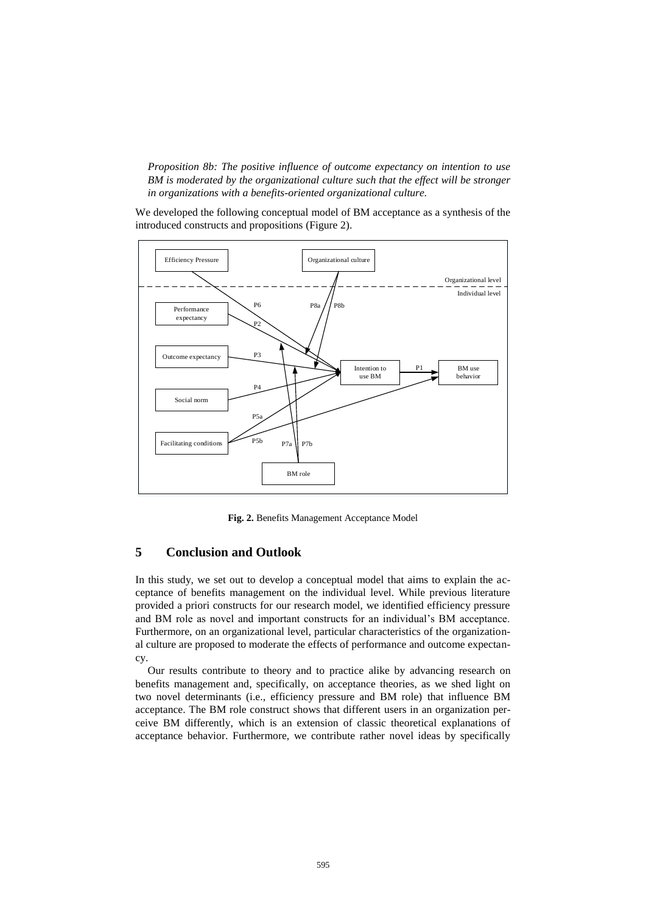*Proposition 8b: The positive influence of outcome expectancy on intention to use BM is moderated by the organizational culture such that the effect will be stronger in organizations with a benefits-oriented organizational culture.*

We developed the following conceptual model of BM acceptance as a synthesis of the introduced constructs and propositions (Figure 2).

**Fig. 2.** Benefits Management Acceptance Model

## 5 Conclusion and Outlook

In this study, we set out to develop a conceptual model that aims to explain the acceptance of benefits management on the individual level. While previous literature provided a priori constructs for our research model, we identified efficiency pressure and BM role as novel and important constructs for an individual's BM acceptance. Furthermore, on an organizational level, particular characteristics of the organizational culture are proposed to moderate the effects of performance and outcome expectancy.

Our results contribute to theory and to practice alike by advancing research on benefits management and, specifically, on acceptance theories, as we shed light on two novel determinants (i.e., efficiency pressure and BM role) that influence BM acceptance. The BM role construct shows that different users in an organization perceive BM differently, which is an extension of classic theoretical explanations of acceptance behavior. Furthermore, we contribute rather novel ideas by specifically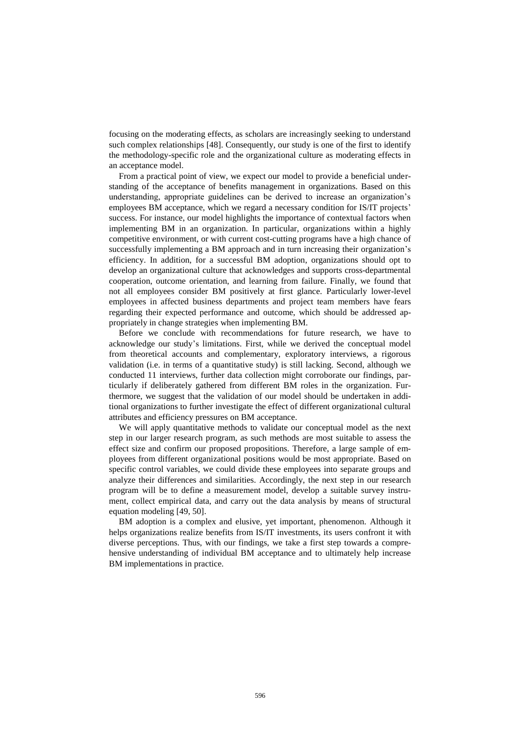focusing on the moderating effects, as scholars are increasingly seeking to understand such complex relationships [48]. Consequently, our study is one of the first to identify the methodology-specific role and the organizational culture as moderating effects in an acceptance model.

From a practical point of view, we expect our model to provide a beneficial understanding of the acceptance of benefits management in organizations. Based on this understanding, appropriate guidelines can be derived to increase an organization's employees BM acceptance, which we regard a necessary condition for IS/IT projects' success. For instance, our model highlights the importance of contextual factors when implementing BM in an organization. In particular, organizations within a highly competitive environment, or with current cost-cutting programs have a high chance of successfully implementing a BM approach and in turn increasing their organization's efficiency. In addition, for a successful BM adoption, organizations should opt to develop an organizational culture that acknowledges and supports cross-departmental cooperation, outcome orientation, and learning from failure. Finally, we found that not all employees consider BM positively at first glance. Particularly lower-level employees in affected business departments and project team members have fears regarding their expected performance and outcome, which should be addressed appropriately in change strategies when implementing BM.

Before we conclude with recommendations for future research, we have to acknowledge our study's limitations. First, while we derived the conceptual model from theoretical accounts and complementary, exploratory interviews, a rigorous validation (i.e. in terms of a quantitative study) is still lacking. Second, although we conducted 11 interviews, further data collection might corroborate our findings, particularly if deliberately gathered from different BM roles in the organization. Furthermore, we suggest that the validation of our model should be undertaken in additional organizations to further investigate the effect of different organizational cultural attributes and efficiency pressures on BM acceptance.

We will apply quantitative methods to validate our conceptual model as the next step in our larger research program, as such methods are most suitable to assess the effect size and confirm our proposed propositions. Therefore, a large sample of employees from different organizational positions would be most appropriate. Based on specific control variables, we could divide these employees into separate groups and analyze their differences and similarities. Accordingly, the next step in our research program will be to define a measurement model, develop a suitable survey instrument, collect empirical data, and carry out the data analysis by means of structural equation modeling [49, 50].

BM adoption is a complex and elusive, yet important, phenomenon. Although it helps organizations realize benefits from IS/IT investments, its users confront it with diverse perceptions. Thus, with our findings, we take a first step towards a comprehensive understanding of individual BM acceptance and to ultimately help increase BM implementations in practice.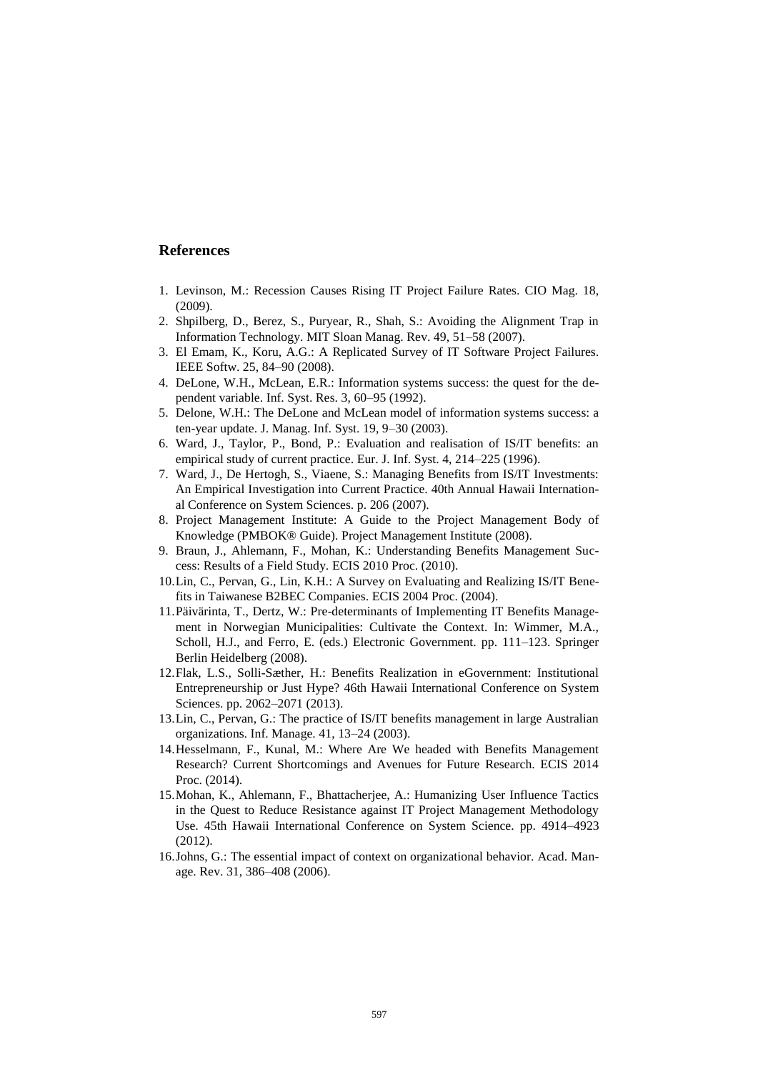## References

1. Levinson, M.: Recession Causes Rising IT Project Failure Rates. CIO Mag. 18, (2009).
2. Shpilberg, D., Berez, S., Puryear, R., Shah, S.: Avoiding the Alignment Trap in Information Technology. MIT Sloan Manag. Rev. 49, 51–58 (2007).
3. El Emam, K., Koru, A.G.: A Replicated Survey of IT Software Project Failures. IEEE Softw. 25, 84–90 (2008).
4. DeLone, W.H., McLean, E.R.: Information systems success: the quest for the dependent variable. Inf. Syst. Res. 3, 60–95 (1992).
5. Delone, W.H.: The DeLone and McLean model of information systems success: a ten-year update. J. Manag. Inf. Syst. 19, 9–30 (2003).
6. Ward, J., Taylor, P., Bond, P.: Evaluation and realisation of IS/IT benefits: an empirical study of current practice. Eur. J. Inf. Syst. 4, 214–225 (1996).
7. Ward, J., De Hertogh, S., Viaene, S.: Managing Benefits from IS/IT Investments: An Empirical Investigation into Current Practice. 40th Annual Hawaii International Conference on System Sciences. p. 206 (2007).
8. Project Management Institute: A Guide to the Project Management Body of Knowledge (PMBOK® Guide). Project Management Institute (2008).
9. Braun, J., Ahlemann, F., Mohan, K.: Understanding Benefits Management Success: Results of a Field Study. ECIS 2010 Proc. (2010).
10. Lin, C., Pervan, G., Lin, K.H.: A Survey on Evaluating and Realizing IS/IT Benefits in Taiwanese B2BEC Companies. ECIS 2004 Proc. (2004).
11. Päivärinta, T., Dertz, W.: Pre-determinants of Implementing IT Benefits Management in Norwegian Municipalities: Cultivate the Context. In: Wimmer, M.A., Scholl, H.J., and Ferro, E. (eds.) Electronic Government. pp. 111–123. Springer Berlin Heidelberg (2008).
12. Flak, L.S., Solli-Sæther, H.: Benefits Realization in eGovernment: Institutional Entrepreneurship or Just Hype? 46th Hawaii International Conference on System Sciences. pp. 2062–2071 (2013).
13. Lin, C., Pervan, G.: The practice of IS/IT benefits management in large Australian organizations. Inf. Manage. 41, 13–24 (2003).
14. Hesselmann, F., Kunal, M.: Where Are We headed with Benefits Management Research? Current Shortcomings and Avenues for Future Research. ECIS 2014 Proc. (2014).
15. Mohan, K., Ahlemann, F., Bhattacherjee, A.: Humanizing User Influence Tactics in the Quest to Reduce Resistance against IT Project Management Methodology Use. 45th Hawaii International Conference on System Science. pp. 4914–4923 (2012).
16. Johns, G.: The essential impact of context on organizational behavior. Acad. Manage. Rev. 31, 386–408 (2006).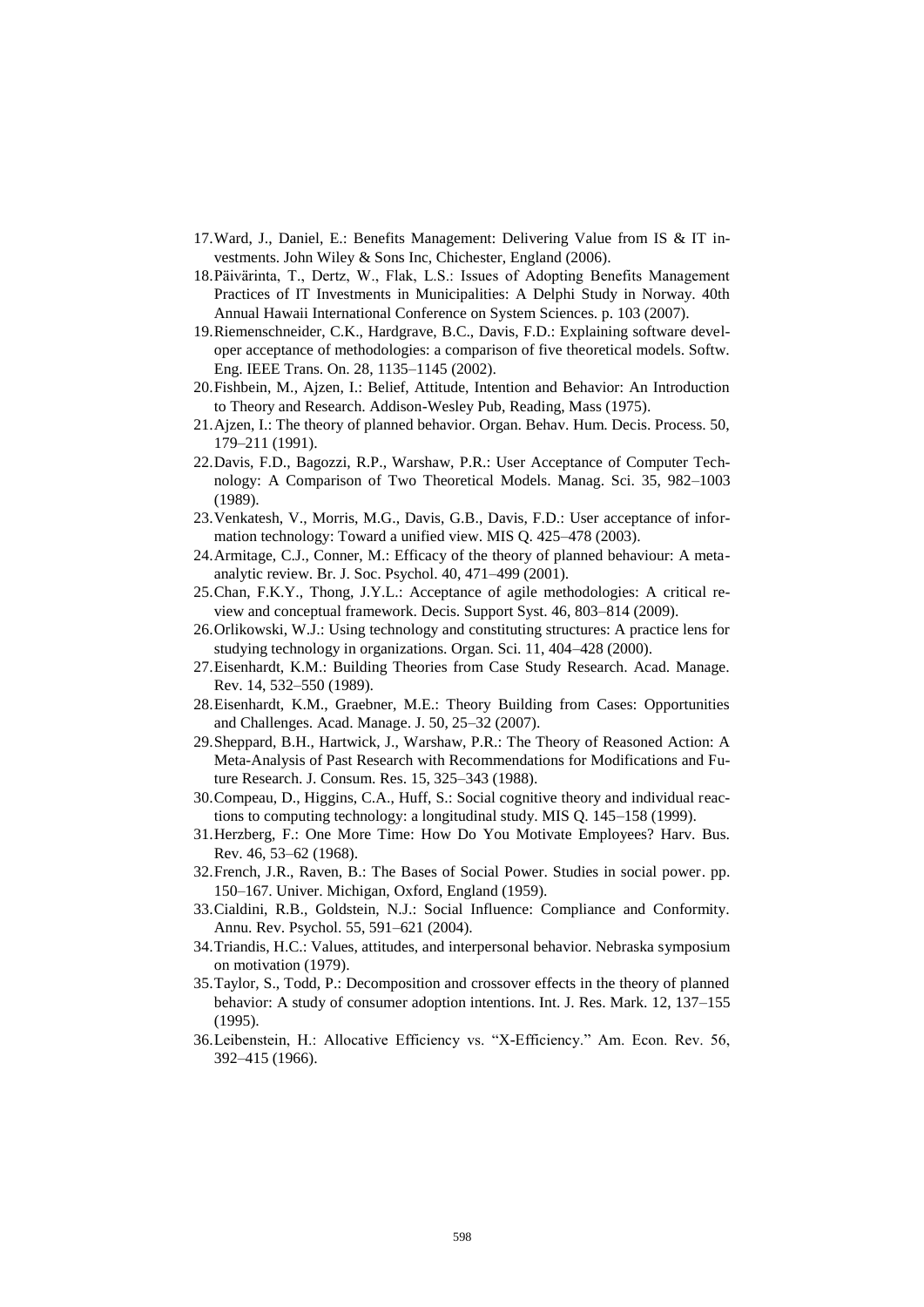17. Ward, J., Daniel, E.: Benefits Management: Delivering Value from IS & IT investments. John Wiley & Sons Inc, Chichester, England (2006).
18. Päivärinta, T., Dertz, W., Flak, L.S.: Issues of Adopting Benefits Management Practices of IT Investments in Municipalities: A Delphi Study in Norway. 40th Annual Hawaii International Conference on System Sciences. p. 103 (2007).
19. Riemenschneider, C.K., Hardgrave, B.C., Davis, F.D.: Explaining software developer acceptance of methodologies: a comparison of five theoretical models. Softw. Eng. IEEE Trans. On. 28, 1135–1145 (2002).
20. Fishbein, M., Ajzen, I.: Belief, Attitude, Intention and Behavior: An Introduction to Theory and Research. Addison-Wesley Pub, Reading, Mass (1975).
21. Ajzen, I.: The theory of planned behavior. Organ. Behav. Hum. Decis. Process. 50, 179–211 (1991).
22. Davis, F.D., Bagozzi, R.P., Warshaw, P.R.: User Acceptance of Computer Technology: A Comparison of Two Theoretical Models. Manag. Sci. 35, 982–1003 (1989).
23. Venkatesh, V., Morris, M.G., Davis, G.B., Davis, F.D.: User acceptance of information technology: Toward a unified view. MIS Q. 425–478 (2003).
24. Armitage, C.J., Conner, M.: Efficacy of the theory of planned behaviour: A meta-analytic review. Br. J. Soc. Psychol. 40, 471–499 (2001).
25. Chan, F.K.Y., Thong, J.Y.L.: Acceptance of agile methodologies: A critical review and conceptual framework. Decis. Support Syst. 46, 803–814 (2009).
26. Orlikowski, W.J.: Using technology and constituting structures: A practice lens for studying technology in organizations. Organ. Sci. 11, 404–428 (2000).
27. Eisenhardt, K.M.: Building Theories from Case Study Research. Acad. Manage. Rev. 14, 532–550 (1989).
28. Eisenhardt, K.M., Graebner, M.E.: Theory Building from Cases: Opportunities and Challenges. Acad. Manage. J. 50, 25–32 (2007).
29. Sheppard, B.H., Hartwick, J., Warshaw, P.R.: The Theory of Reasoned Action: A Meta-Analysis of Past Research with Recommendations for Modifications and Future Research. J. Consum. Res. 15, 325–343 (1988).
30. Compeau, D., Higgins, C.A., Huff, S.: Social cognitive theory and individual reactions to computing technology: a longitudinal study. MIS Q. 145–158 (1999).
31. Herzberg, F.: One More Time: How Do You Motivate Employees? Harv. Bus. Rev. 46, 53–62 (1968).
32. French, J.R., Raven, B.: The Bases of Social Power. Studies in social power. pp. 150–167. Univer. Michigan, Oxford, England (1959).
33. Cialdini, R.B., Goldstein, N.J.: Social Influence: Compliance and Conformity. Annu. Rev. Psychol. 55, 591–621 (2004).
34. Triandis, H.C.: Values, attitudes, and interpersonal behavior. Nebraska symposium on motivation (1979).
35. Taylor, S., Todd, P.: Decomposition and crossover effects in the theory of planned behavior: A study of consumer adoption intentions. Int. J. Res. Mark. 12, 137–155 (1995).
36. Leibenstein, H.: Allocative Efficiency vs. "X-Efficiency." Am. Econ. Rev. 56, 392–415 (1966).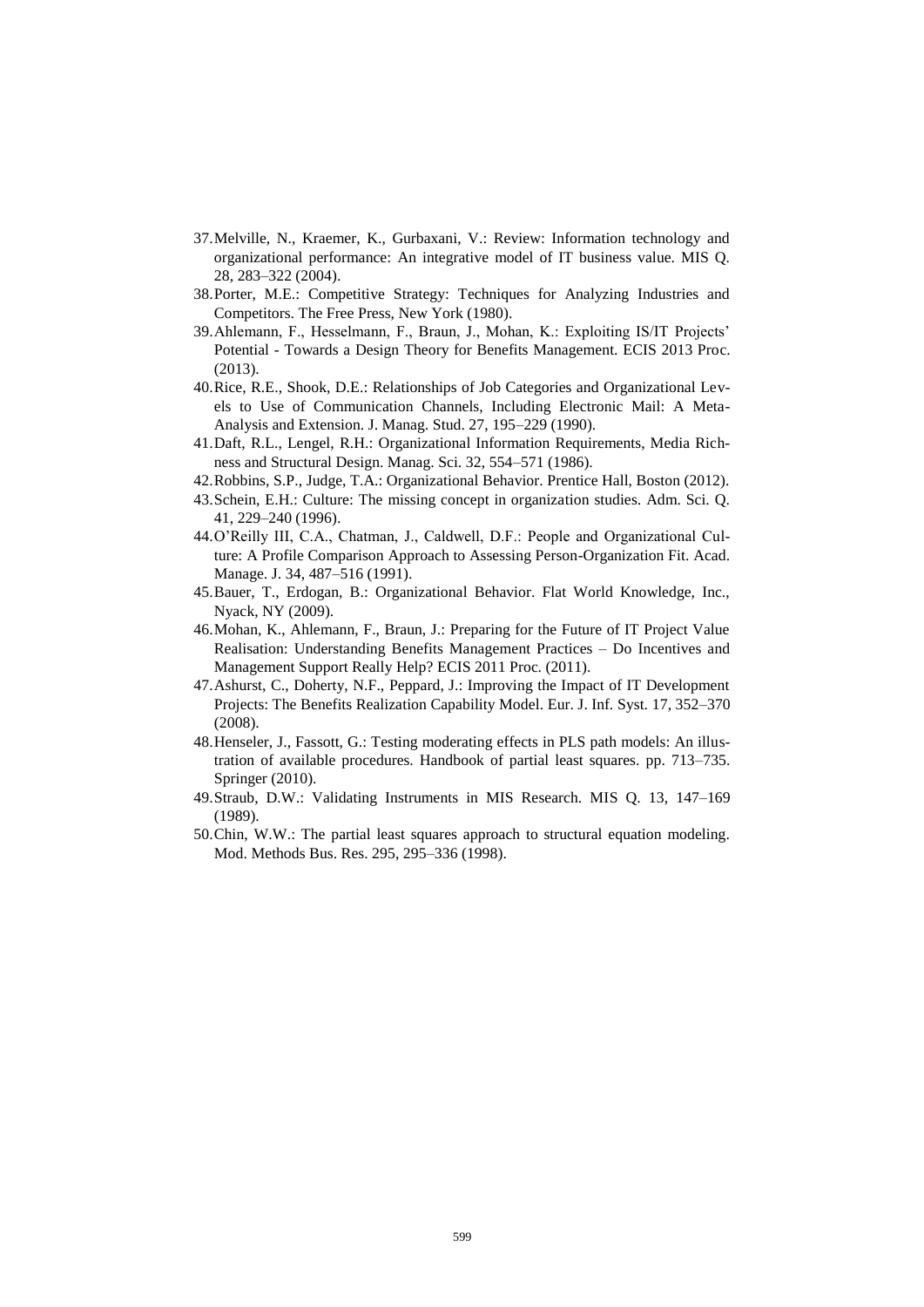37. Melville, N., Kraemer, K., Gurbaxani, V.: Review: Information technology and organizational performance: An integrative model of IT business value. MIS Q. 28, 283–322 (2004).
38. Porter, M.E.: Competitive Strategy: Techniques for Analyzing Industries and Competitors. The Free Press, New York (1980).
39. Ahlemann, F., Hesselmann, F., Braun, J., Mohan, K.: Exploiting IS/IT Projects' Potential - Towards a Design Theory for Benefits Management. ECIS 2013 Proc. (2013).
40. Rice, R.E., Shook, D.E.: Relationships of Job Categories and Organizational Levels to Use of Communication Channels, Including Electronic Mail: A Meta-Analysis and Extension. J. Manag. Stud. 27, 195–229 (1990).
41. Daft, R.L., Lengel, R.H.: Organizational Information Requirements, Media Richness and Structural Design. Manag. Sci. 32, 554–571 (1986).
42. Robbins, S.P., Judge, T.A.: Organizational Behavior. Prentice Hall, Boston (2012).
43. Schein, E.H.: Culture: The missing concept in organization studies. Adm. Sci. Q. 41, 229–240 (1996).
44. O'Reilly III, C.A., Chatman, J., Caldwell, D.F.: People and Organizational Culture: A Profile Comparison Approach to Assessing Person-Organization Fit. Acad. Manage. J. 34, 487–516 (1991).
45. Bauer, T., Erdogan, B.: Organizational Behavior. Flat World Knowledge, Inc., Nyack, NY (2009).
46. Mohan, K., Ahlemann, F., Braun, J.: Preparing for the Future of IT Project Value Realisation: Understanding Benefits Management Practices – Do Incentives and Management Support Really Help? ECIS 2011 Proc. (2011).
47. Ashurst, C., Doherty, N.F., Peppard, J.: Improving the Impact of IT Development Projects: The Benefits Realization Capability Model. Eur. J. Inf. Syst. 17, 352–370 (2008).
48. Henseler, J., Fassott, G.: Testing moderating effects in PLS path models: An illustration of available procedures. Handbook of partial least squares. pp. 713–735. Springer (2010).
49. Straub, D.W.: Validating Instruments in MIS Research. MIS Q. 13, 147–169 (1989).
50. Chin, W.W.: The partial least squares approach to structural equation modeling. Mod. Methods Bus. Res. 295, 295–336 (1998).